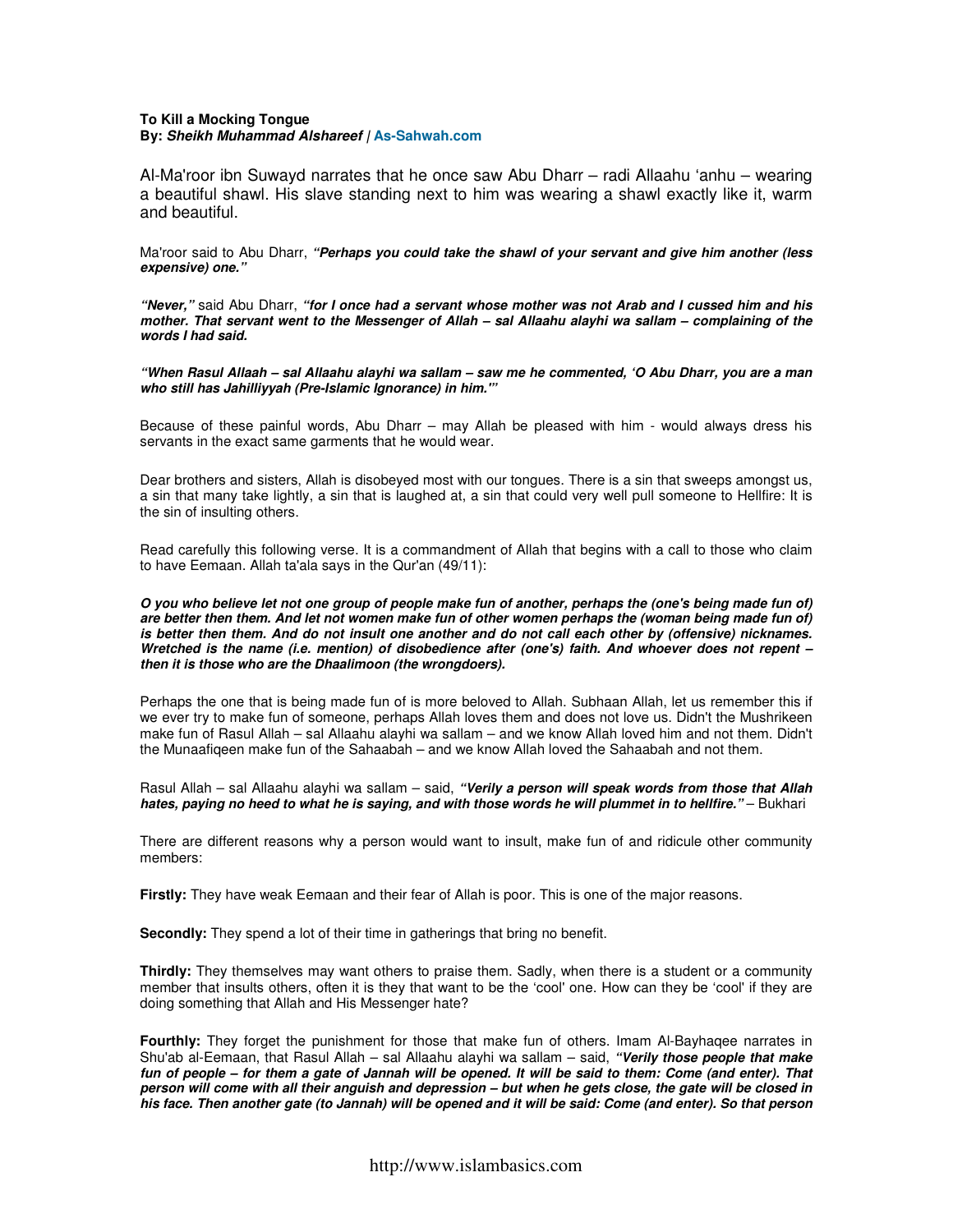**To Kill a Mocking Tongue**
**By:** ***Sheikh Muhammad Alshareef*** **| As-Sahwah.com**

Al-Ma'roor ibn Suwayd narrates that he once saw Abu Dharr – radi Allaahu 'anhu – wearing a beautiful shawl. His slave standing next to him was wearing a shawl exactly like it, warm and beautiful.

Ma'roor said to Abu Dharr, ***"Perhaps you could take the shawl of your servant and give him another (less expensive) one."***

***"Never,"*** said Abu Dharr, ***"for I once had a servant whose mother was not Arab and I cussed him and his mother. That servant went to the Messenger of Allah – sal Allaahu alayhi wa sallam – complaining of the words I had said.***

***"When Rasul Allaah – sal Allaahu alayhi wa sallam – saw me he commented, 'O Abu Dharr, you are a man who still has Jahilliyyah (Pre-Islamic Ignorance) in him.'"***

Because of these painful words, Abu Dharr – may Allah be pleased with him - would always dress his servants in the exact same garments that he would wear.

Dear brothers and sisters, Allah is disobeyed most with our tongues. There is a sin that sweeps amongst us, a sin that many take lightly, a sin that is laughed at, a sin that could very well pull someone to Hellfire: It is the sin of insulting others.

Read carefully this following verse. It is a commandment of Allah that begins with a call to those who claim to have Eemaan. Allah ta'ala says in the Qur'an (49/11):

***O you who believe let not one group of people make fun of another, perhaps the (one's being made fun of) are better then them. And let not women make fun of other women perhaps the (woman being made fun of) is better then them. And do not insult one another and do not call each other by (offensive) nicknames. Wretched is the name (i.e. mention) of disobedience after (one's) faith. And whoever does not repent – then it is those who are the Dhaalimoon (the wrongdoers).***

Perhaps the one that is being made fun of is more beloved to Allah. Subhaan Allah, let us remember this if we ever try to make fun of someone, perhaps Allah loves them and does not love us. Didn't the Mushrikeen make fun of Rasul Allah – sal Allaahu alayhi wa sallam – and we know Allah loved him and not them. Didn't the Munaafiqeen make fun of the Sahaabah – and we know Allah loved the Sahaabah and not them.

Rasul Allah – sal Allaahu alayhi wa sallam – said, ***"Verily a person will speak words from those that Allah hates, paying no heed to what he is saying, and with those words he will plummet in to hellfire."*** – Bukhari

There are different reasons why a person would want to insult, make fun of and ridicule other community members:

**Firstly:** They have weak Eemaan and their fear of Allah is poor. This is one of the major reasons.

**Secondly:** They spend a lot of their time in gatherings that bring no benefit.

**Thirdly:** They themselves may want others to praise them. Sadly, when there is a student or a community member that insults others, often it is they that want to be the 'cool' one. How can they be 'cool' if they are doing something that Allah and His Messenger hate?

**Fourthly:** They forget the punishment for those that make fun of others. Imam Al-Bayhaqee narrates in Shu'ab al-Eemaan, that Rasul Allah – sal Allaahu alayhi wa sallam – said, ***"Verily those people that make fun of people – for them a gate of Jannah will be opened. It will be said to them: Come (and enter). That person will come with all their anguish and depression – but when he gets close, the gate will be closed in his face. Then another gate (to Jannah) will be opened and it will be said: Come (and enter). So that person***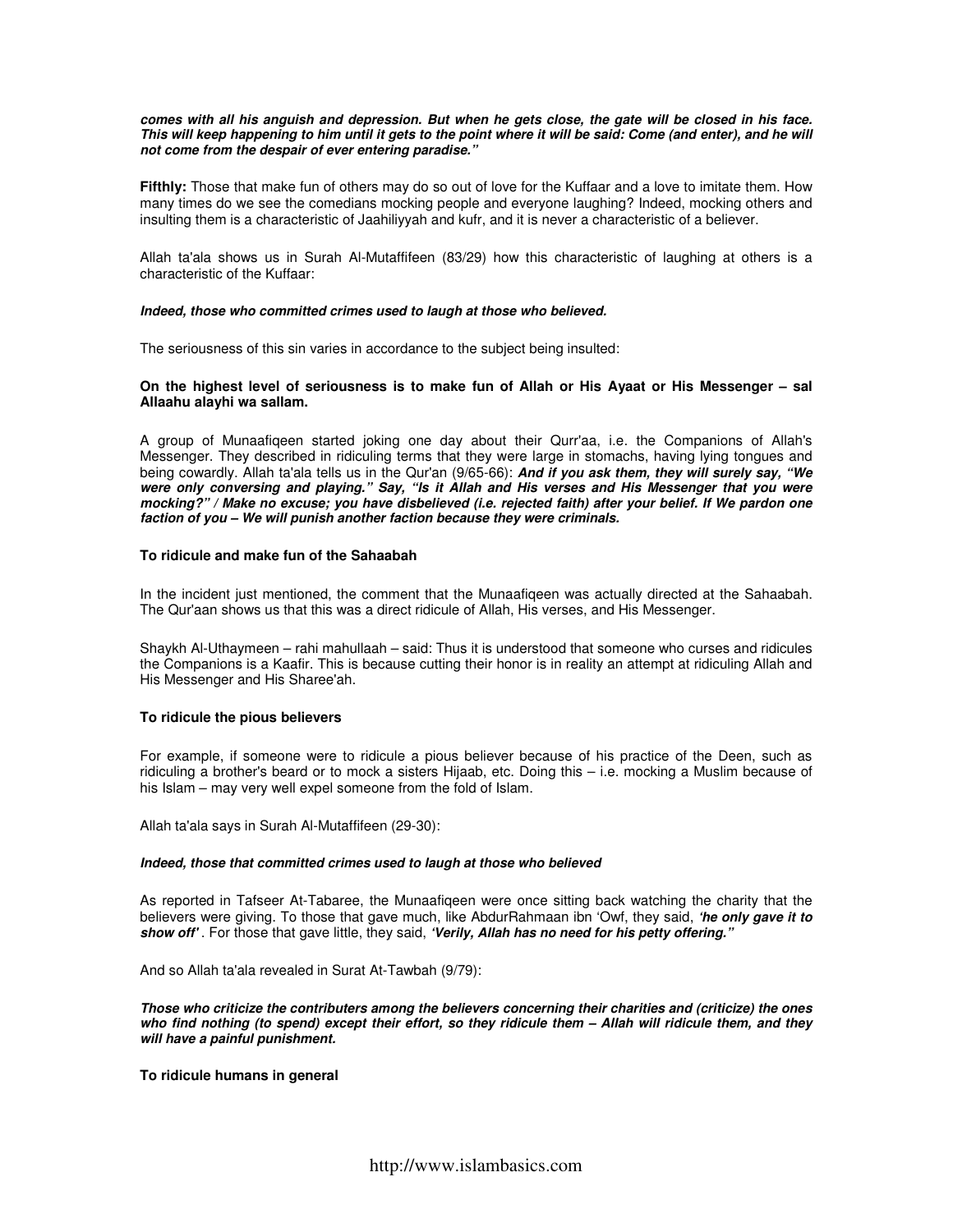***comes with all his anguish and depression. But when he gets close, the gate will be closed in his face. This will keep happening to him until it gets to the point where it will be said: Come (and enter), and he will not come from the despair of ever entering paradise."***

**Fifthly:** Those that make fun of others may do so out of love for the Kuffaar and a love to imitate them. How many times do we see the comedians mocking people and everyone laughing? Indeed, mocking others and insulting them is a characteristic of Jaahiliyyah and kufr, and it is never a characteristic of a believer.

Allah ta'ala shows us in Surah Al-Mutaffifeen (83/29) how this characteristic of laughing at others is a characteristic of the Kuffaar:

***Indeed, those who committed crimes used to laugh at those who believed.***

The seriousness of this sin varies in accordance to the subject being insulted:

**On the highest level of seriousness is to make fun of Allah or His Ayaat or His Messenger – sal Allaahu alayhi wa sallam.**

A group of Munaafiqeen started joking one day about their Qurr'aa, i.e. the Companions of Allah's Messenger. They described in ridiculing terms that they were large in stomachs, having lying tongues and being cowardly. Allah ta'ala tells us in the Qur'an (9/65-66): ***And if you ask them, they will surely say, "We were only conversing and playing." Say, "Is it Allah and His verses and His Messenger that you were mocking?" / Make no excuse; you have disbelieved (i.e. rejected faith) after your belief. If We pardon one faction of you – We will punish another faction because they were criminals.***

**To ridicule and make fun of the Sahaabah**

In the incident just mentioned, the comment that the Munaafiqeen was actually directed at the Sahaabah. The Qur'aan shows us that this was a direct ridicule of Allah, His verses, and His Messenger.

Shaykh Al-Uthaymeen – rahi mahullaah – said: Thus it is understood that someone who curses and ridicules the Companions is a Kaafir. This is because cutting their honor is in reality an attempt at ridiculing Allah and His Messenger and His Sharee'ah.

**To ridicule the pious believers**

For example, if someone were to ridicule a pious believer because of his practice of the Deen, such as ridiculing a brother's beard or to mock a sisters Hijaab, etc. Doing this – i.e. mocking a Muslim because of his Islam – may very well expel someone from the fold of Islam.

Allah ta'ala says in Surah Al-Mutaffifeen (29-30):

***Indeed, those that committed crimes used to laugh at those who believed***

As reported in Tafseer At-Tabaree, the Munaafiqeen were once sitting back watching the charity that the believers were giving. To those that gave much, like AbdurRahmaan ibn 'Owf, they said, ***'he only gave it to show off'***. For those that gave little, they said, ***'Verily, Allah has no need for his petty offering."***

And so Allah ta'ala revealed in Surat At-Tawbah (9/79):

***Those who criticize the contributers among the believers concerning their charities and (criticize) the ones who find nothing (to spend) except their effort, so they ridicule them – Allah will ridicule them, and they will have a painful punishment.***

**To ridicule humans in general**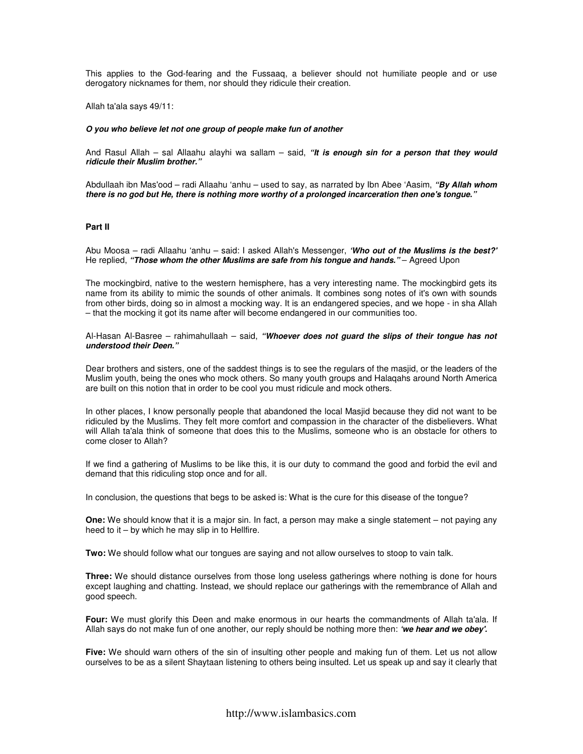This applies to the God-fearing and the Fussaaq, a believer should not humiliate people and or use derogatory nicknames for them, nor should they ridicule their creation.

Allah ta'ala says 49/11:

***O you who believe let not one group of people make fun of another***

And Rasul Allah – sal Allaahu alayhi wa sallam – said, ***"It is enough sin for a person that they would ridicule their Muslim brother."***

Abdullaah ibn Mas'ood – radi Allaahu 'anhu – used to say, as narrated by Ibn Abee 'Aasim, ***"By Allah whom there is no god but He, there is nothing more worthy of a prolonged incarceration then one's tongue."***

**Part II**

Abu Moosa – radi Allaahu 'anhu – said: I asked Allah's Messenger, ***'Who out of the Muslims is the best?'*** He replied, ***"Those whom the other Muslims are safe from his tongue and hands."*** – Agreed Upon

The mockingbird, native to the western hemisphere, has a very interesting name. The mockingbird gets its name from its ability to mimic the sounds of other animals. It combines song notes of it's own with sounds from other birds, doing so in almost a mocking way. It is an endangered species, and we hope - in sha Allah – that the mocking it got its name after will become endangered in our communities too.

Al-Hasan Al-Basree – rahimahullaah – said, ***"Whoever does not guard the slips of their tongue has not understood their Deen."***

Dear brothers and sisters, one of the saddest things is to see the regulars of the masjid, or the leaders of the Muslim youth, being the ones who mock others. So many youth groups and Halaqahs around North America are built on this notion that in order to be cool you must ridicule and mock others.

In other places, I know personally people that abandoned the local Masjid because they did not want to be ridiculed by the Muslims. They felt more comfort and compassion in the character of the disbelievers. What will Allah ta'ala think of someone that does this to the Muslims, someone who is an obstacle for others to come closer to Allah?

If we find a gathering of Muslims to be like this, it is our duty to command the good and forbid the evil and demand that this ridiculing stop once and for all.

In conclusion, the questions that begs to be asked is: What is the cure for this disease of the tongue?

**One:** We should know that it is a major sin. In fact, a person may make a single statement – not paying any heed to it – by which he may slip in to Hellfire.

**Two:** We should follow what our tongues are saying and not allow ourselves to stoop to vain talk.

**Three:** We should distance ourselves from those long useless gatherings where nothing is done for hours except laughing and chatting. Instead, we should replace our gatherings with the remembrance of Allah and good speech.

**Four:** We must glorify this Deen and make enormous in our hearts the commandments of Allah ta'ala. If Allah says do not make fun of one another, our reply should be nothing more then: ***'we hear and we obey'.***

**Five:** We should warn others of the sin of insulting other people and making fun of them. Let us not allow ourselves to be as a silent Shaytaan listening to others being insulted. Let us speak up and say it clearly that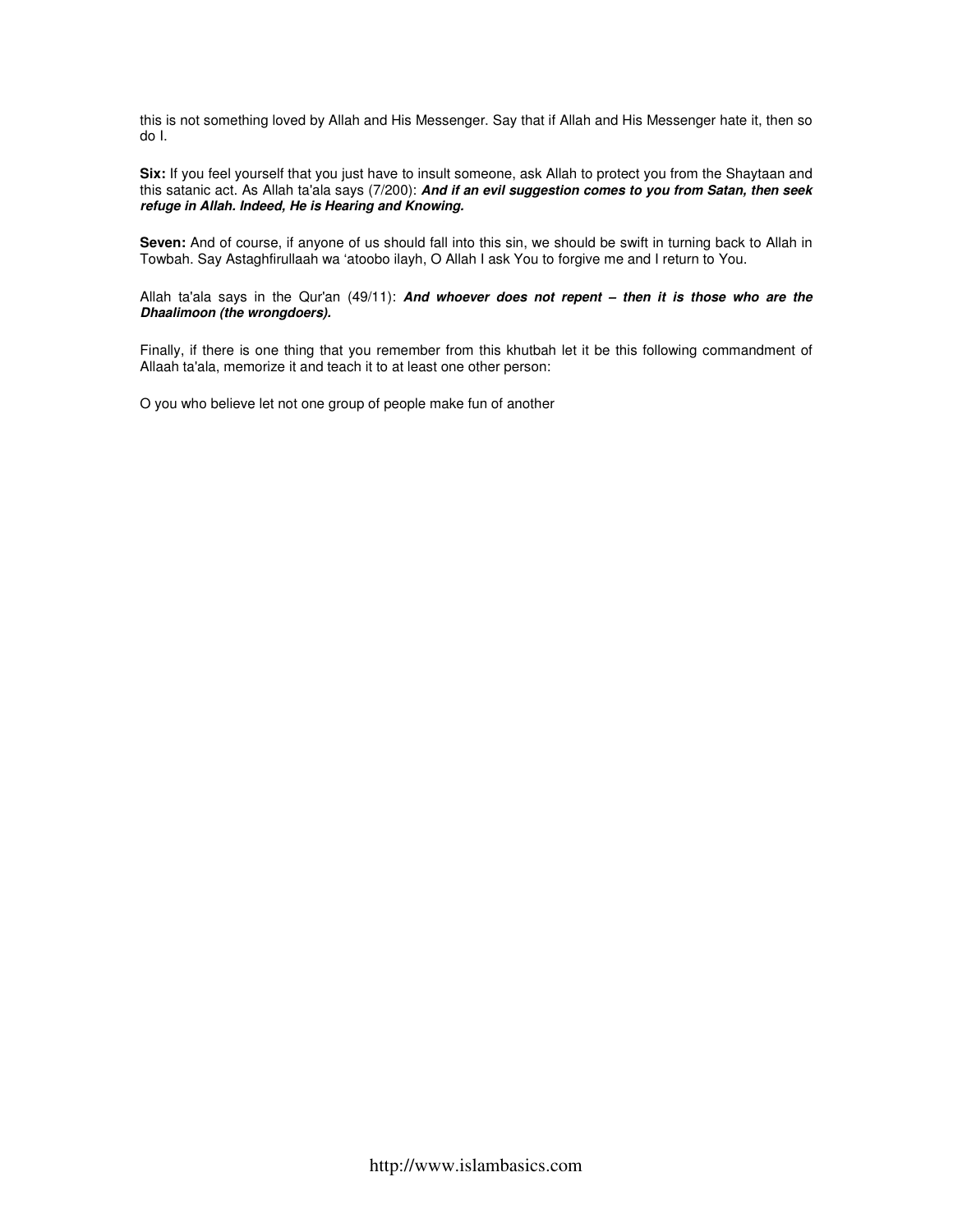this is not something loved by Allah and His Messenger. Say that if Allah and His Messenger hate it, then so do I.

**Six:** If you feel yourself that you just have to insult someone, ask Allah to protect you from the Shaytaan and this satanic act. As Allah ta'ala says (7/200): ***And if an evil suggestion comes to you from Satan, then seek refuge in Allah. Indeed, He is Hearing and Knowing.***

**Seven:** And of course, if anyone of us should fall into this sin, we should be swift in turning back to Allah in Towbah. Say Astaghfirullaah wa 'atoobo ilayh, O Allah I ask You to forgive me and I return to You.

Allah ta'ala says in the Qur'an (49/11): ***And whoever does not repent – then it is those who are the Dhaalimoon (the wrongdoers).***

Finally, if there is one thing that you remember from this khutbah let it be this following commandment of Allaah ta'ala, memorize it and teach it to at least one other person:

O you who believe let not one group of people make fun of another